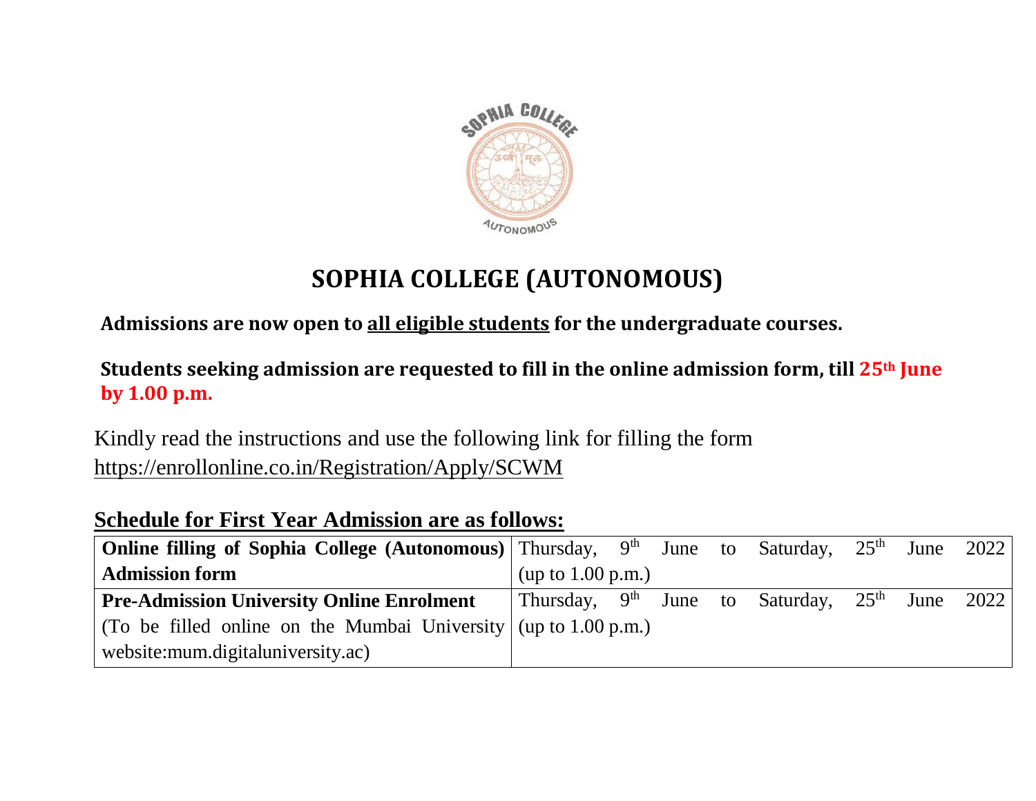# SOPHIA COLLEGE (AUTONOMOUS)

**Admissions are now open to all eligible students for the undergraduate courses.**

**Students seeking admission are requested to fill in the online admission form, till 25th June by 1.00 p.m.**

Kindly read the instructions and use the following link for filling the form
https://enrollonline.co.in/Registration/Apply/SCWM

## Schedule for First Year Admission are as follows:

| | |
|---|---|
| **Online filling of Sophia College (Autonomous) Admission form** | Thursday, 9th June to Saturday, 25th June 2022 (up to 1.00 p.m.) |
| **Pre-Admission University Online Enrolment** (To be filled online on the Mumbai University website:mum.digitaluniversity.ac) | Thursday, 9th June to Saturday, 25th June 2022 (up to 1.00 p.m.) |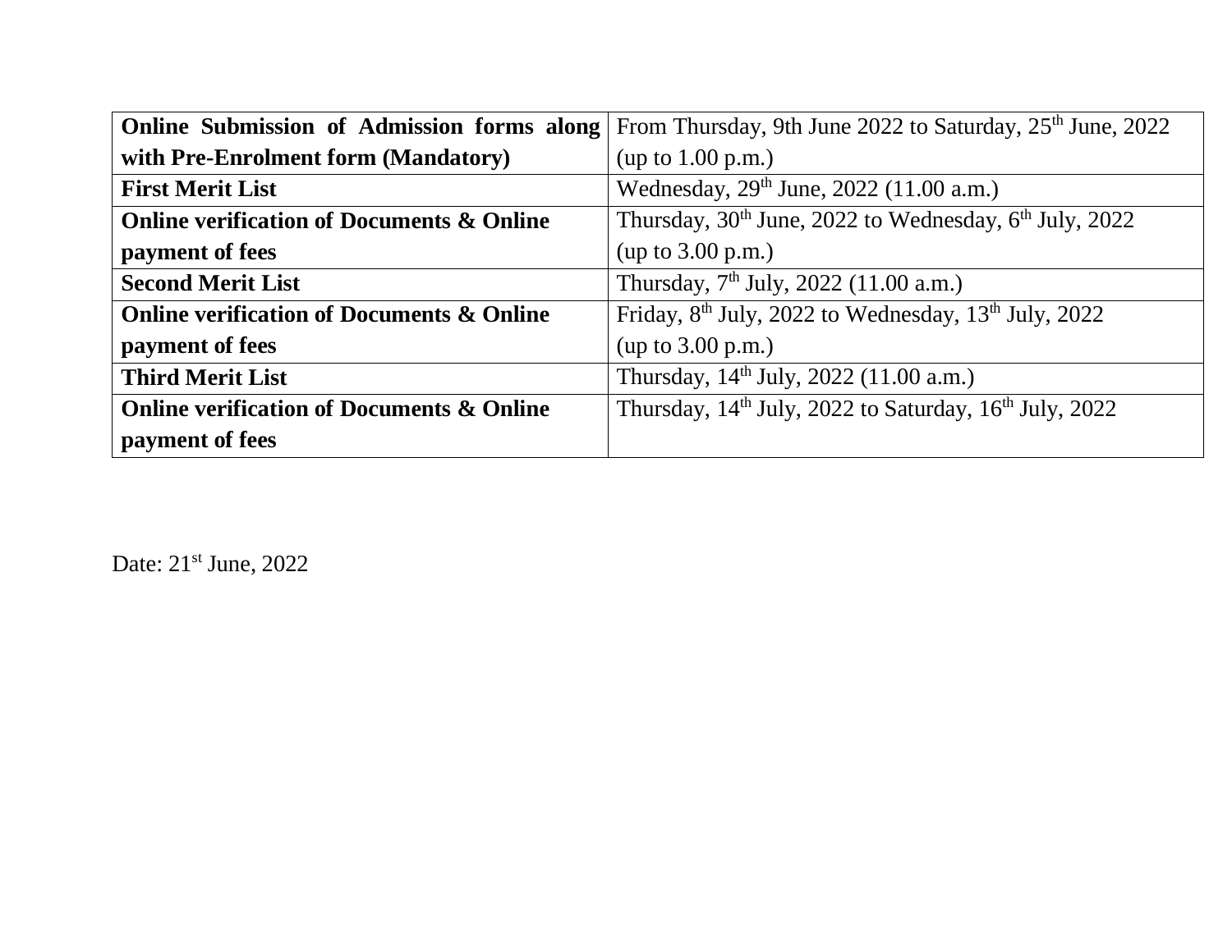| | |
|---|---|
| **Online Submission of Admission forms along with Pre-Enrolment form (Mandatory)** | From Thursday, 9th June 2022 to Saturday, 25th June, 2022 (up to 1.00 p.m.) |
| **First Merit List** | Wednesday, 29th June, 2022 (11.00 a.m.) |
| **Online verification of Documents & Online payment of fees** | Thursday, 30th June, 2022 to Wednesday, 6th July, 2022 (up to 3.00 p.m.) |
| **Second Merit List** | Thursday, 7th July, 2022 (11.00 a.m.) |
| **Online verification of Documents & Online payment of fees** | Friday, 8th July, 2022 to Wednesday, 13th July, 2022 (up to 3.00 p.m.) |
| **Third Merit List** | Thursday, 14th July, 2022 (11.00 a.m.) |
| **Online verification of Documents & Online payment of fees** | Thursday, 14th July, 2022 to Saturday, 16th July, 2022 |

Date: 21st June, 2022